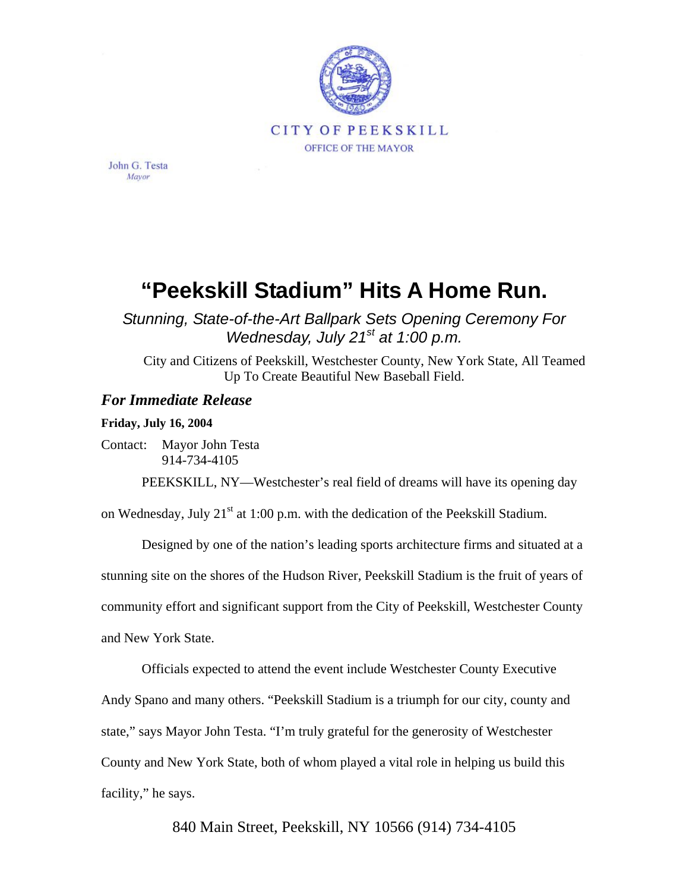CITY OF PEEKSKILL

OFFICE OF THE MAYOR

John G. Testa
*Mayor*

# "Peekskill Stadium" Hits A Home Run.

*Stunning, State-of-the-Art Ballpark Sets Opening Ceremony For Wednesday, July 21st at 1:00 p.m.*

City and Citizens of Peekskill, Westchester County, New York State, All Teamed Up To Create Beautiful New Baseball Field.

***For Immediate Release***

**Friday, July 16, 2004**

Contact: Mayor John Testa
914-734-4105

PEEKSKILL, NY—Westchester's real field of dreams will have its opening day on Wednesday, July 21st at 1:00 p.m. with the dedication of the Peekskill Stadium.

Designed by one of the nation's leading sports architecture firms and situated at a stunning site on the shores of the Hudson River, Peekskill Stadium is the fruit of years of community effort and significant support from the City of Peekskill, Westchester County and New York State.

Officials expected to attend the event include Westchester County Executive Andy Spano and many others. "Peekskill Stadium is a triumph for our city, county and state," says Mayor John Testa. "I'm truly grateful for the generosity of Westchester County and New York State, both of whom played a vital role in helping us build this facility," he says.

840 Main Street, Peekskill, NY 10566 (914) 734-4105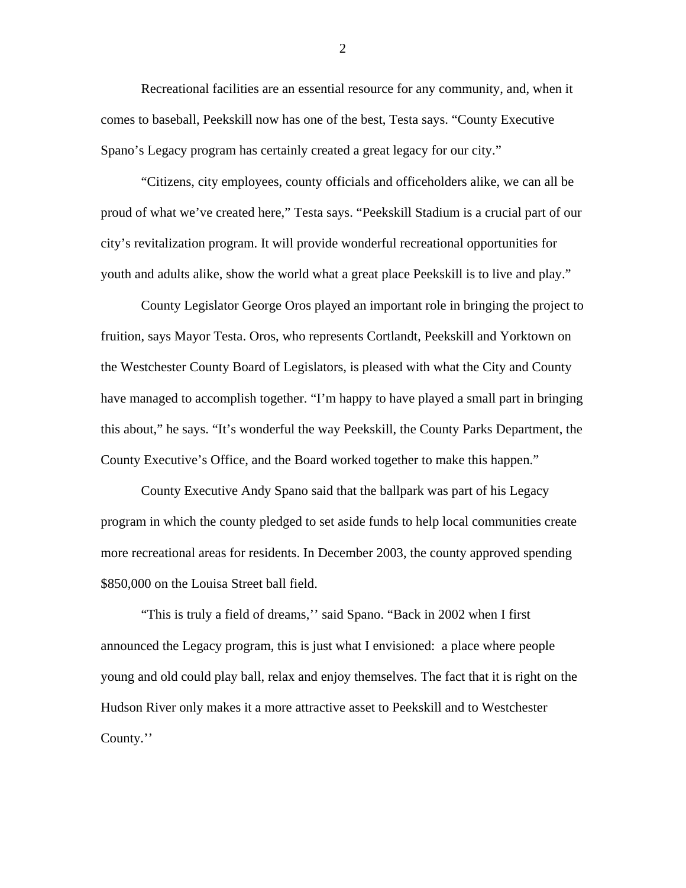Recreational facilities are an essential resource for any community, and, when it comes to baseball, Peekskill now has one of the best, Testa says. "County Executive Spano's Legacy program has certainly created a great legacy for our city."

"Citizens, city employees, county officials and officeholders alike, we can all be proud of what we've created here," Testa says. "Peekskill Stadium is a crucial part of our city's revitalization program. It will provide wonderful recreational opportunities for youth and adults alike, show the world what a great place Peekskill is to live and play."

County Legislator George Oros played an important role in bringing the project to fruition, says Mayor Testa. Oros, who represents Cortlandt, Peekskill and Yorktown on the Westchester County Board of Legislators, is pleased with what the City and County have managed to accomplish together. "I'm happy to have played a small part in bringing this about," he says. "It's wonderful the way Peekskill, the County Parks Department, the County Executive's Office, and the Board worked together to make this happen."

County Executive Andy Spano said that the ballpark was part of his Legacy program in which the county pledged to set aside funds to help local communities create more recreational areas for residents. In December 2003, the county approved spending $850,000 on the Louisa Street ball field.

"This is truly a field of dreams,'' said Spano. "Back in 2002 when I first announced the Legacy program, this is just what I envisioned: a place where people young and old could play ball, relax and enjoy themselves. The fact that it is right on the Hudson River only makes it a more attractive asset to Peekskill and to Westchester County.''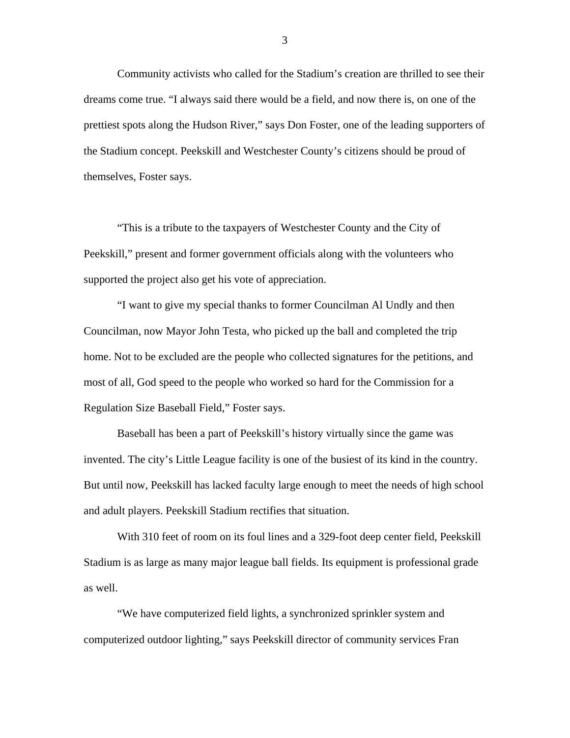Community activists who called for the Stadium's creation are thrilled to see their dreams come true. "I always said there would be a field, and now there is, on one of the prettiest spots along the Hudson River," says Don Foster, one of the leading supporters of the Stadium concept. Peekskill and Westchester County's citizens should be proud of themselves, Foster says.

"This is a tribute to the taxpayers of Westchester County and the City of Peekskill," present and former government officials along with the volunteers who supported the project also get his vote of appreciation.

"I want to give my special thanks to former Councilman Al Undly and then Councilman, now Mayor John Testa, who picked up the ball and completed the trip home. Not to be excluded are the people who collected signatures for the petitions, and most of all, God speed to the people who worked so hard for the Commission for a Regulation Size Baseball Field," Foster says.

Baseball has been a part of Peekskill's history virtually since the game was invented. The city's Little League facility is one of the busiest of its kind in the country. But until now, Peekskill has lacked faculty large enough to meet the needs of high school and adult players. Peekskill Stadium rectifies that situation.

With 310 feet of room on its foul lines and a 329-foot deep center field, Peekskill Stadium is as large as many major league ball fields. Its equipment is professional grade as well.

"We have computerized field lights, a synchronized sprinkler system and computerized outdoor lighting," says Peekskill director of community services Fran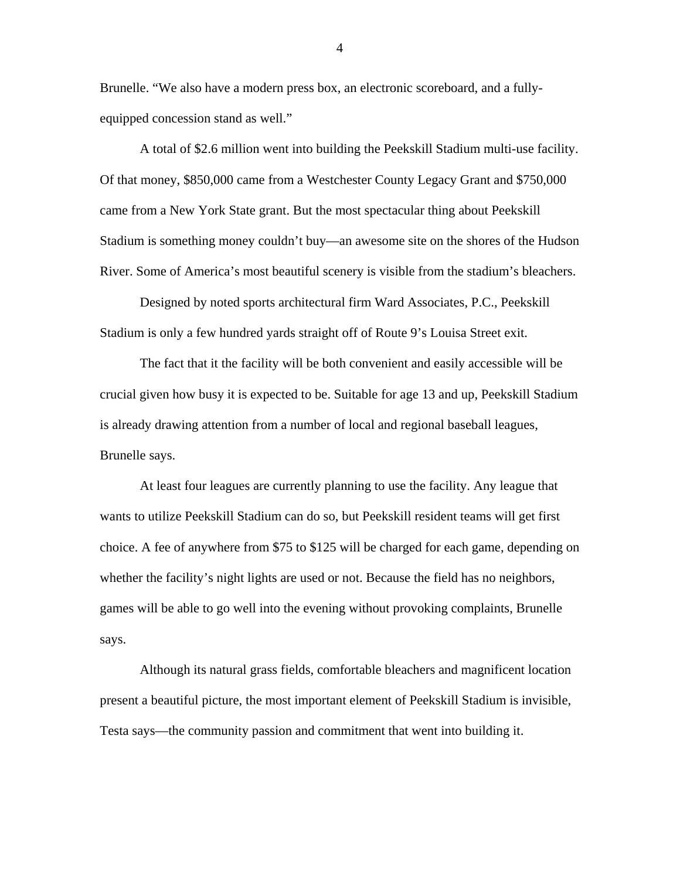Brunelle. “We also have a modern press box, an electronic scoreboard, and a fully-equipped concession stand as well.”

A total of $2.6 million went into building the Peekskill Stadium multi-use facility. Of that money, $850,000 came from a Westchester County Legacy Grant and $750,000 came from a New York State grant. But the most spectacular thing about Peekskill Stadium is something money couldn’t buy—an awesome site on the shores of the Hudson River. Some of America’s most beautiful scenery is visible from the stadium’s bleachers.

Designed by noted sports architectural firm Ward Associates, P.C., Peekskill Stadium is only a few hundred yards straight off of Route 9’s Louisa Street exit.

The fact that it the facility will be both convenient and easily accessible will be crucial given how busy it is expected to be. Suitable for age 13 and up, Peekskill Stadium is already drawing attention from a number of local and regional baseball leagues, Brunelle says.

At least four leagues are currently planning to use the facility. Any league that wants to utilize Peekskill Stadium can do so, but Peekskill resident teams will get first choice. A fee of anywhere from $75 to $125 will be charged for each game, depending on whether the facility’s night lights are used or not. Because the field has no neighbors, games will be able to go well into the evening without provoking complaints, Brunelle says.

Although its natural grass fields, comfortable bleachers and magnificent location present a beautiful picture, the most important element of Peekskill Stadium is invisible, Testa says—the community passion and commitment that went into building it.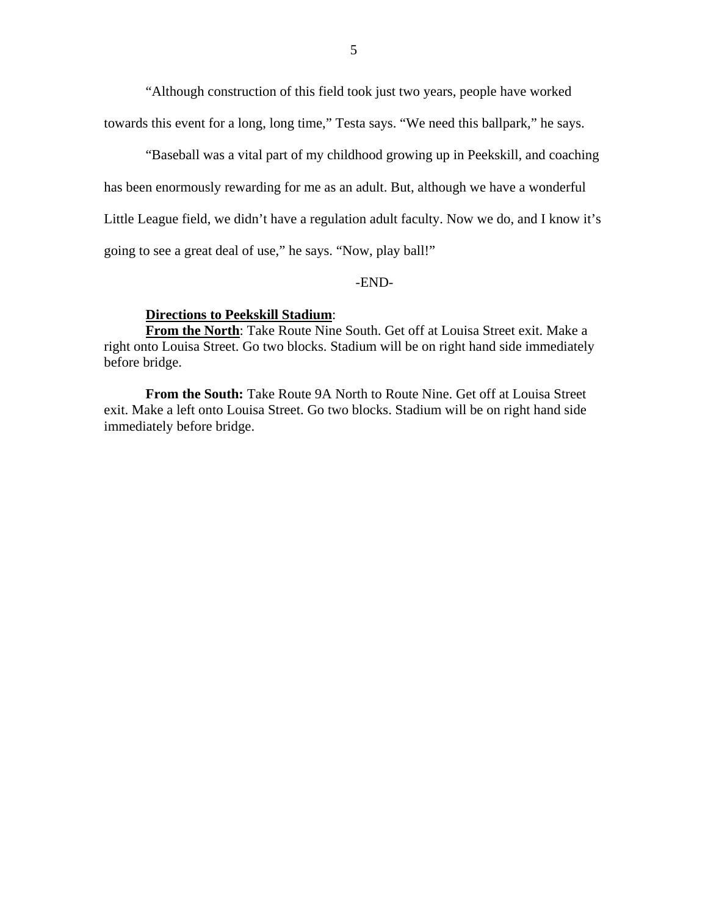"Although construction of this field took just two years, people have worked towards this event for a long, long time," Testa says. "We need this ballpark," he says.

"Baseball was a vital part of my childhood growing up in Peekskill, and coaching has been enormously rewarding for me as an adult. But, although we have a wonderful Little League field, we didn't have a regulation adult faculty. Now we do, and I know it's going to see a great deal of use," he says. "Now, play ball!"

-END-

**Directions to Peekskill Stadium**:

**From the North**: Take Route Nine South. Get off at Louisa Street exit. Make a right onto Louisa Street. Go two blocks. Stadium will be on right hand side immediately before bridge.

**From the South:** Take Route 9A North to Route Nine. Get off at Louisa Street exit. Make a left onto Louisa Street. Go two blocks. Stadium will be on right hand side immediately before bridge.